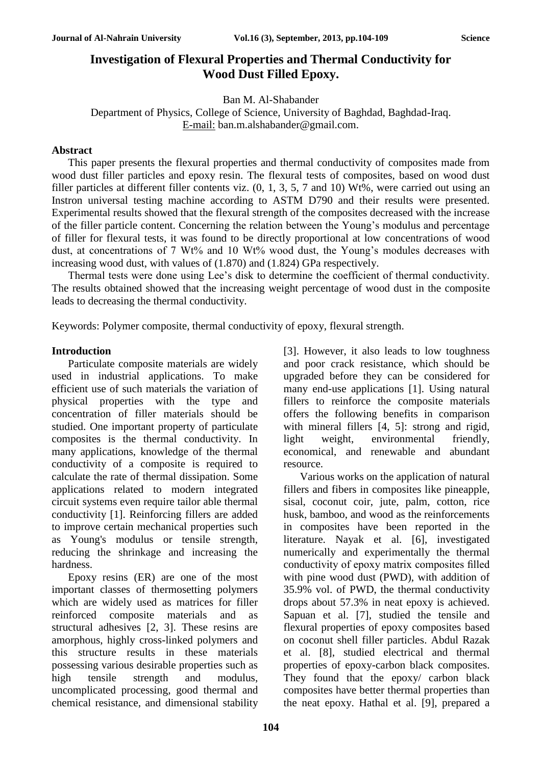# Investigation of Flexural Properties and Thermal Conductivity for Wood Dust Filled Epoxy.

Ban M. Al-Shabander

Department of Physics, College of Science, University of Baghdad, Baghdad-Iraq.

E-mail: ban.m.alshabander@gmail.com.

## Abstract

This paper presents the flexural properties and thermal conductivity of composites made from wood dust filler particles and epoxy resin. The flexural tests of composites, based on wood dust filler particles at different filler contents viz. (0, 1, 3, 5, 7 and 10) Wt%, were carried out using an Instron universal testing machine according to ASTM D790 and their results were presented. Experimental results showed that the flexural strength of the composites decreased with the increase of the filler particle content. Concerning the relation between the Young's modulus and percentage of filler for flexural tests, it was found to be directly proportional at low concentrations of wood dust, at concentrations of 7 Wt% and 10 Wt% wood dust, the Young's modules decreases with increasing wood dust, with values of (1.870) and (1.824) GPa respectively.

Thermal tests were done using Lee's disk to determine the coefficient of thermal conductivity. The results obtained showed that the increasing weight percentage of wood dust in the composite leads to decreasing the thermal conductivity.

Keywords: Polymer composite, thermal conductivity of epoxy, flexural strength.

## Introduction

Particulate composite materials are widely used in industrial applications. To make efficient use of such materials the variation of physical properties with the type and concentration of filler materials should be studied. One important property of particulate composites is the thermal conductivity. In many applications, knowledge of the thermal conductivity of a composite is required to calculate the rate of thermal dissipation. Some applications related to modern integrated circuit systems even require tailor able thermal conductivity [1]. Reinforcing fillers are added to improve certain mechanical properties such as Young's modulus or tensile strength, reducing the shrinkage and increasing the hardness.

Epoxy resins (ER) are one of the most important classes of thermosetting polymers which are widely used as matrices for filler reinforced composite materials and as structural adhesives [2, 3]. These resins are amorphous, highly cross-linked polymers and this structure results in these materials possessing various desirable properties such as high tensile strength and modulus, uncomplicated processing, good thermal and chemical resistance, and dimensional stability [3]. However, it also leads to low toughness and poor crack resistance, which should be upgraded before they can be considered for many end-use applications [1]. Using natural fillers to reinforce the composite materials offers the following benefits in comparison with mineral fillers [4, 5]: strong and rigid, light weight, environmental friendly, economical, and renewable and abundant resource.

Various works on the application of natural fillers and fibers in composites like pineapple, sisal, coconut coir, jute, palm, cotton, rice husk, bamboo, and wood as the reinforcements in composites have been reported in the literature. Nayak et al. [6], investigated numerically and experimentally the thermal conductivity of epoxy matrix composites filled with pine wood dust (PWD), with addition of 35.9% vol. of PWD, the thermal conductivity drops about 57.3% in neat epoxy is achieved. Sapuan et al. [7], studied the tensile and flexural properties of epoxy composites based on coconut shell filler particles. Abdul Razak et al. [8], studied electrical and thermal properties of epoxy-carbon black composites. They found that the epoxy/ carbon black composites have better thermal properties than the neat epoxy. Hathal et al. [9], prepared a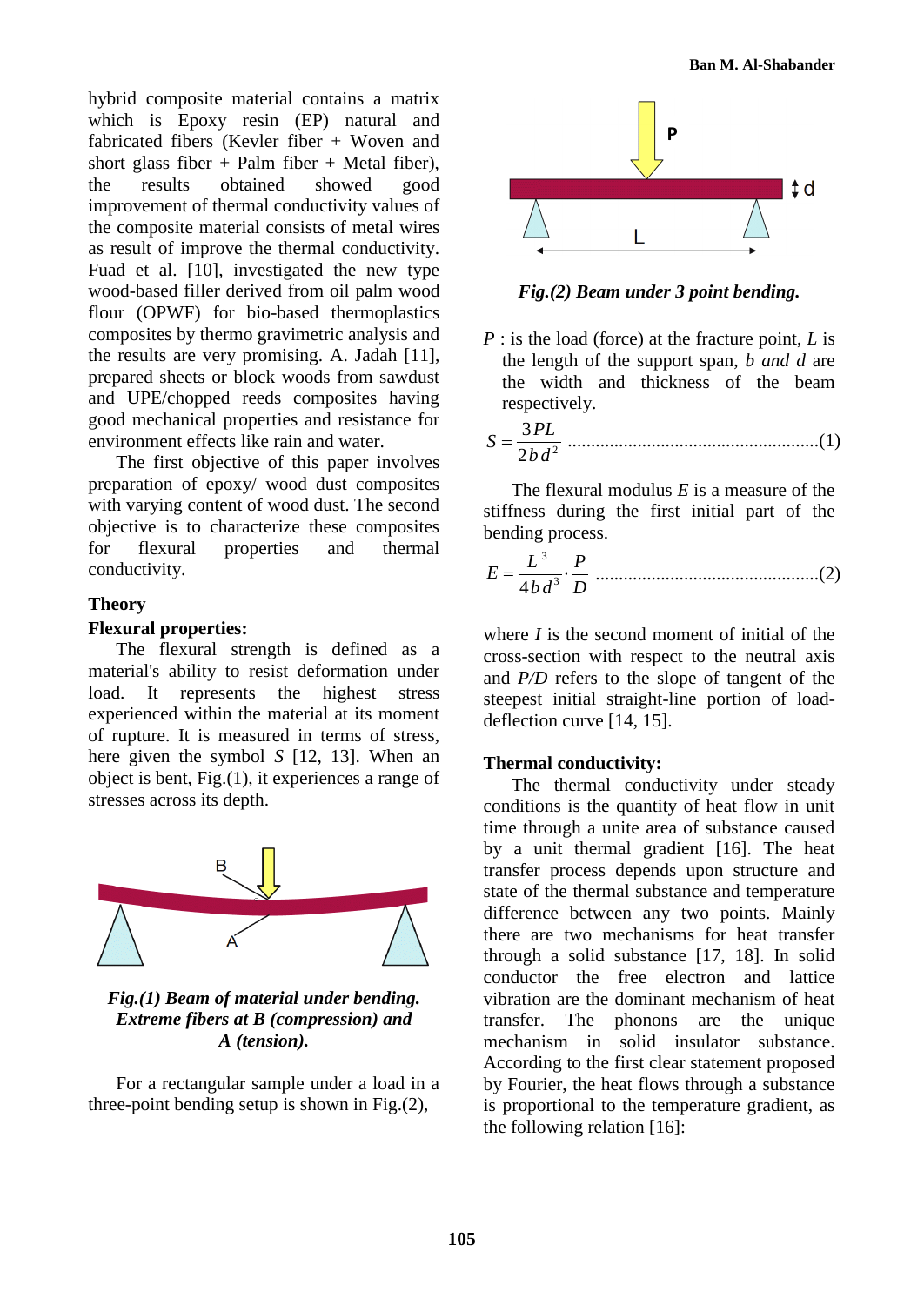hybrid composite material contains a matrix which is Epoxy resin (EP) natural and fabricated fibers (Kevler fiber + Woven and short glass fiber + Palm fiber + Metal fiber), the results obtained showed good improvement of thermal conductivity values of the composite material consists of metal wires as result of improve the thermal conductivity. Fuad et al. [10], investigated the new type wood-based filler derived from oil palm wood flour (OPWF) for bio-based thermoplastics composites by thermo gravimetric analysis and the results are very promising. A. Jadah [11], prepared sheets or block woods from sawdust and UPE/chopped reeds composites having good mechanical properties and resistance for environment effects like rain and water.

The first objective of this paper involves preparation of epoxy/ wood dust composites with varying content of wood dust. The second objective is to characterize these composites for flexural properties and thermal conductivity.

## Theory

### Flexural properties:

The flexural strength is defined as a material's ability to resist deformation under load. It represents the highest stress experienced within the material at its moment of rupture. It is measured in terms of stress, here given the symbol $S$ [12, 13]. When an object is bent, Fig.(1), it experiences a range of stresses across its depth.

***Fig.(1) Beam of material under bending. Extreme fibers at B (compression) and A (tension).***

For a rectangular sample under a load in a three-point bending setup is shown in Fig.(2),

***Fig.(2) Beam under 3 point bending.***

$P$ : is the load (force) at the fracture point, $L$ is the length of the support span, $b$ *and* $d$ are the width and thickness of the beam respectively.

$$S = \frac{3PL}{2bd^2} \qquad (1)$$

The flexural modulus $E$ is a measure of the stiffness during the first initial part of the bending process.

$$E = \frac{L^3}{4bd^3} \cdot \frac{P}{D} \qquad (2)$$

where $I$ is the second moment of initial of the cross-section with respect to the neutral axis and $P/D$ refers to the slope of tangent of the steepest initial straight-line portion of load-deflection curve [14, 15].

### Thermal conductivity:

The thermal conductivity under steady conditions is the quantity of heat flow in unit time through a unite area of substance caused by a unit thermal gradient [16]. The heat transfer process depends upon structure and state of the thermal substance and temperature difference between any two points. Mainly there are two mechanisms for heat transfer through a solid substance [17, 18]. In solid conductor the free electron and lattice vibration are the dominant mechanism of heat transfer. The phonons are the unique mechanism in solid insulator substance. According to the first clear statement proposed by Fourier, the heat flows through a substance is proportional to the temperature gradient, as the following relation [16]: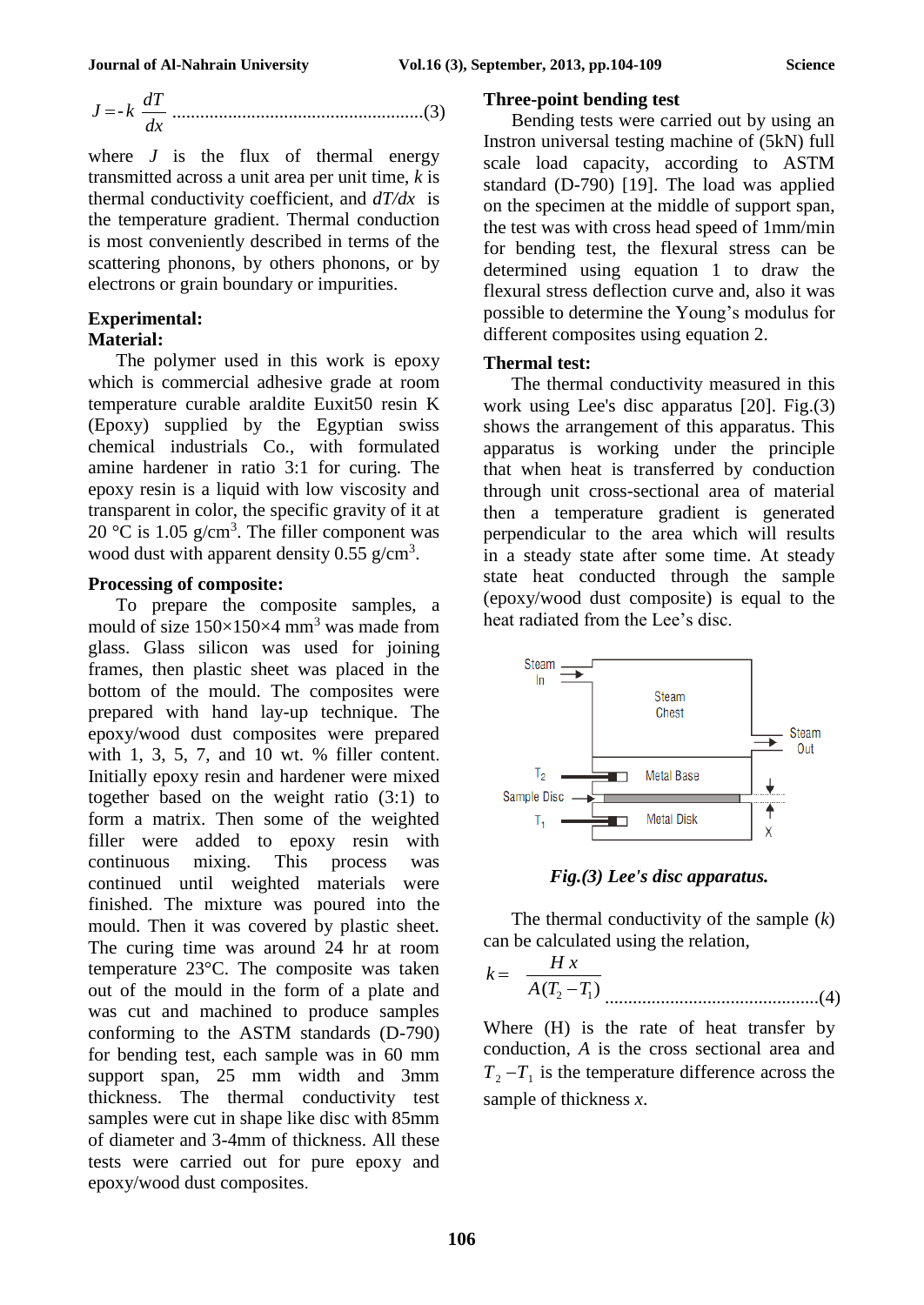$$J = -k \frac{dT}{dx} \quad \text{.......(3)}$$

where $J$ is the flux of thermal energy transmitted across a unit area per unit time, $k$ is thermal conductivity coefficient, and $dT/dx$ is the temperature gradient. Thermal conduction is most conveniently described in terms of the scattering phonons, by others phonons, or by electrons or grain boundary or impurities.

## Experimental:

### Material:

The polymer used in this work is epoxy which is commercial adhesive grade at room temperature curable araldite Euxit50 resin K (Epoxy) supplied by the Egyptian swiss chemical industrials Co., with formulated amine hardener in ratio 3:1 for curing. The epoxy resin is a liquid with low viscosity and transparent in color, the specific gravity of it at 20 °C is 1.05 g/cm$^3$. The filler component was wood dust with apparent density 0.55 g/cm$^3$.

### Processing of composite:

To prepare the composite samples, a mould of size 150×150×4 mm$^3$ was made from glass. Glass silicon was used for joining frames, then plastic sheet was placed in the bottom of the mould. The composites were prepared with hand lay-up technique. The epoxy/wood dust composites were prepared with 1, 3, 5, 7, and 10 wt. % filler content. Initially epoxy resin and hardener were mixed together based on the weight ratio (3:1) to form a matrix. Then some of the weighted filler were added to epoxy resin with continuous mixing. This process was continued until weighted materials were finished. The mixture was poured into the mould. Then it was covered by plastic sheet. The curing time was around 24 hr at room temperature 23°C. The composite was taken out of the mould in the form of a plate and was cut and machined to produce samples conforming to the ASTM standards (D-790) for bending test, each sample was in 60 mm support span, 25 mm width and 3mm thickness. The thermal conductivity test samples were cut in shape like disc with 85mm of diameter and 3-4mm of thickness. All these tests were carried out for pure epoxy and epoxy/wood dust composites.

### Three-point bending test

Bending tests were carried out by using an Instron universal testing machine of (5kN) full scale load capacity, according to ASTM standard (D-790) [19]. The load was applied on the specimen at the middle of support span, the test was with cross head speed of 1mm/min for bending test, the flexural stress can be determined using equation 1 to draw the flexural stress deflection curve and, also it was possible to determine the Young's modulus for different composites using equation 2.

### Thermal test:

The thermal conductivity measured in this work using Lee's disc apparatus [20]. Fig.(3) shows the arrangement of this apparatus. This apparatus is working under the principle that when heat is transferred by conduction through unit cross-sectional area of material then a temperature gradient is generated perpendicular to the area which will results in a steady state after some time. At steady state heat conducted through the sample (epoxy/wood dust composite) is equal to the heat radiated from the Lee's disc.

*Fig.(3) Lee's disc apparatus.*

The thermal conductivity of the sample ($k$) can be calculated using the relation,

$$k = \frac{H\,x}{A(T_2 - T_1)} \quad \text{.......(4)}$$

Where (H) is the rate of heat transfer by conduction, $A$ is the cross sectional area and $T_2 - T_1$ is the temperature difference across the sample of thickness $x$.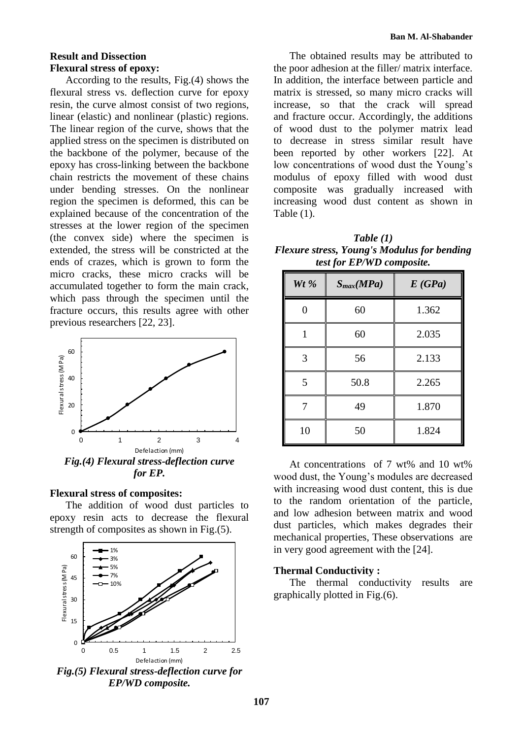## Result and Dissection

### Flexural stress of epoxy:

According to the results, Fig.(4) shows the flexural stress vs. deflection curve for epoxy resin, the curve almost consist of two regions, linear (elastic) and nonlinear (plastic) regions. The linear region of the curve, shows that the applied stress on the specimen is distributed on the backbone of the polymer, because of the epoxy has cross-linking between the backbone chain restricts the movement of these chains under bending stresses. On the nonlinear region the specimen is deformed, this can be explained because of the concentration of the stresses at the lower region of the specimen (the convex side) where the specimen is extended, the stress will be constricted at the ends of crazes, which is grown to form the micro cracks, these micro cracks will be accumulated together to form the main crack, which pass through the specimen until the fracture occurs, this results agree with other previous researchers [22, 23].

*Fig.(4) Flexural stress-deflection curve for EP.*

### Flexural stress of composites:

The addition of wood dust particles to epoxy resin acts to decrease the flexural strength of composites as shown in Fig.(5).

*Fig.(5) Flexural stress-deflection curve for EP/WD composite.*

The obtained results may be attributed to the poor adhesion at the filler/ matrix interface. In addition, the interface between particle and matrix is stressed, so many micro cracks will increase, so that the crack will spread and fracture occur. Accordingly, the additions of wood dust to the polymer matrix lead to decrease in stress similar result have been reported by other workers [22]. At low concentrations of wood dust the Young's modulus of epoxy filled with wood dust composite was gradually increased with increasing wood dust content as shown in Table (1).

***Table (1)***
***Flexure stress, Young's Modulus for bending test for EP/WD composite.***

| *Wt %* | *$S_{max}$(MPa)* | *E (GPa)* |
|---|---|---|
| 0 | 60 | 1.362 |
| 1 | 60 | 2.035 |
| 3 | 56 | 2.133 |
| 5 | 50.8 | 2.265 |
| 7 | 49 | 1.870 |
| 10 | 50 | 1.824 |

At concentrations of 7 wt% and 10 wt% wood dust, the Young's modules are decreased with increasing wood dust content, this is due to the random orientation of the particle, and low adhesion between matrix and wood dust particles, which makes degrades their mechanical properties, These observations are in very good agreement with the [24].

### Thermal Conductivity :

The thermal conductivity results are graphically plotted in Fig.(6).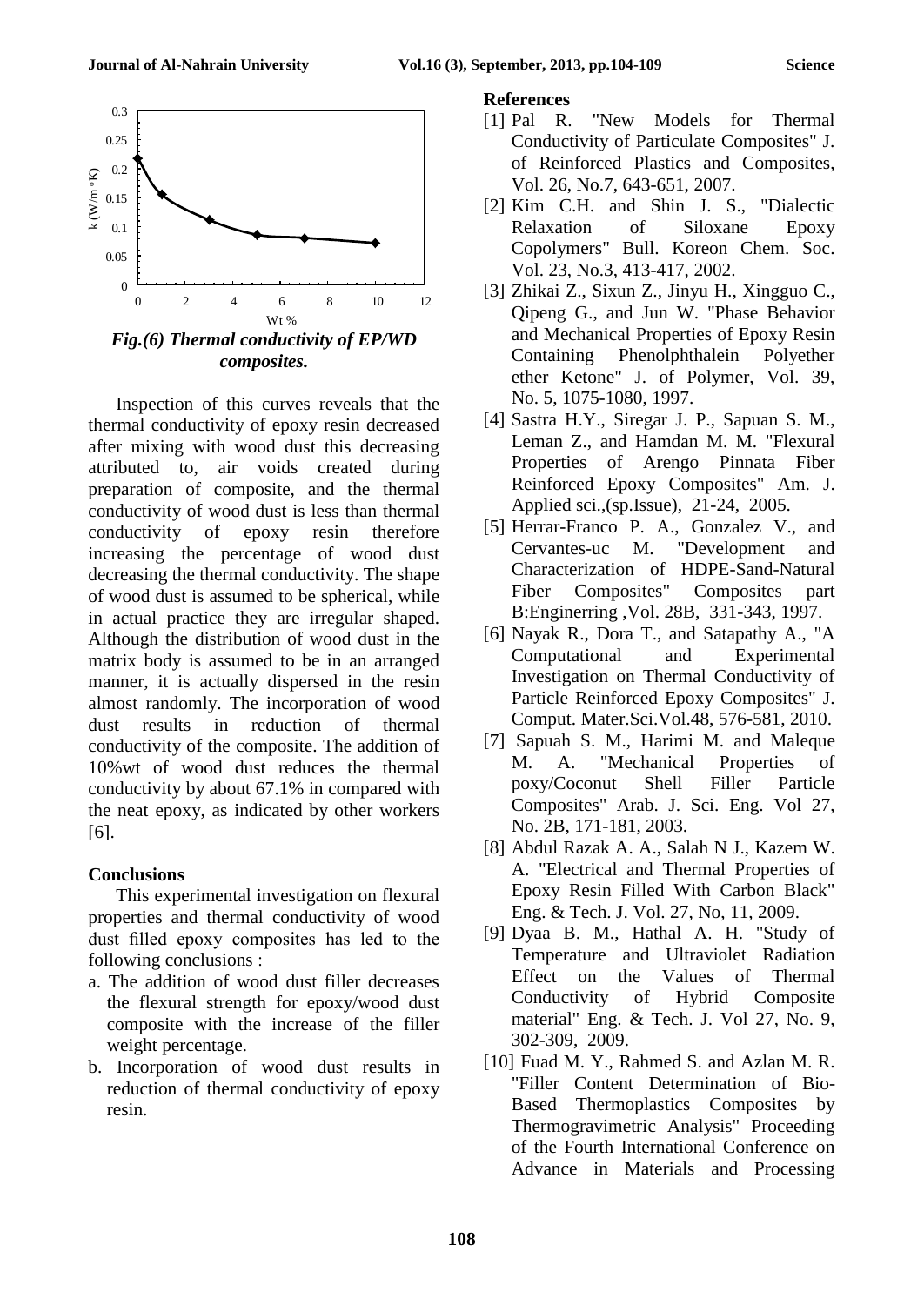*Fig.(6) Thermal conductivity of EP/WD composites.*

Inspection of this curves reveals that the thermal conductivity of epoxy resin decreased after mixing with wood dust this decreasing attributed to, air voids created during preparation of composite, and the thermal conductivity of wood dust is less than thermal conductivity of epoxy resin therefore increasing the percentage of wood dust decreasing the thermal conductivity. The shape of wood dust is assumed to be spherical, while in actual practice they are irregular shaped. Although the distribution of wood dust in the matrix body is assumed to be in an arranged manner, it is actually dispersed in the resin almost randomly. The incorporation of wood dust results in reduction of thermal conductivity of the composite. The addition of 10%wt of wood dust reduces the thermal conductivity by about 67.1% in compared with the neat epoxy, as indicated by other workers [6].

## Conclusions

This experimental investigation on flexural properties and thermal conductivity of wood dust filled epoxy composites has led to the following conclusions :

a. The addition of wood dust filler decreases the flexural strength for epoxy/wood dust composite with the increase of the filler weight percentage.
b. Incorporation of wood dust results in reduction of thermal conductivity of epoxy resin.

## References

[1] Pal R. "New Models for Thermal Conductivity of Particulate Composites" J. of Reinforced Plastics and Composites, Vol. 26, No.7, 643-651, 2007.

[2] Kim C.H. and Shin J. S., "Dialectic Relaxation of Siloxane Epoxy Copolymers" Bull. Koreon Chem. Soc. Vol. 23, No.3, 413-417, 2002.

[3] Zhikai Z., Sixun Z., Jinyu H., Xingguo C., Qipeng G., and Jun W. "Phase Behavior and Mechanical Properties of Epoxy Resin Containing Phenolphthalein Polyether ether Ketone" J. of Polymer, Vol. 39, No. 5, 1075-1080, 1997.

[4] Sastra H.Y., Siregar J. P., Sapuan S. M., Leman Z., and Hamdan M. M. "Flexural Properties of Arengo Pinnata Fiber Reinforced Epoxy Composites" Am. J. Applied sci.,(sp.Issue), 21-24, 2005.

[5] Herrar-Franco P. A., Gonzalez V., and Cervantes-uc M. "Development and Characterization of HDPE-Sand-Natural Fiber Composites" Composites part B:Enginerring ,Vol. 28B, 331-343, 1997.

[6] Nayak R., Dora T., and Satapathy A., "A Computational and Experimental Investigation on Thermal Conductivity of Particle Reinforced Epoxy Composites" J. Comput. Mater.Sci.Vol.48, 576-581, 2010.

[7] Sapuah S. M., Harimi M. and Maleque M. A. "Mechanical Properties of poxy/Coconut Shell Filler Particle Composites" Arab. J. Sci. Eng. Vol 27, No. 2B, 171-181, 2003.

[8] Abdul Razak A. A., Salah N J., Kazem W. A. "Electrical and Thermal Properties of Epoxy Resin Filled With Carbon Black" Eng. & Tech. J. Vol. 27, No, 11, 2009.

[9] Dyaa B. M., Hathal A. H. "Study of Temperature and Ultraviolet Radiation Effect on the Values of Thermal Conductivity of Hybrid Composite material" Eng. & Tech. J. Vol 27, No. 9, 302-309, 2009.

[10] Fuad M. Y., Rahmed S. and Azlan M. R. "Filler Content Determination of Bio-Based Thermoplastics Composites by Thermogravimetric Analysis" Proceeding of the Fourth International Conference on Advance in Materials and Processing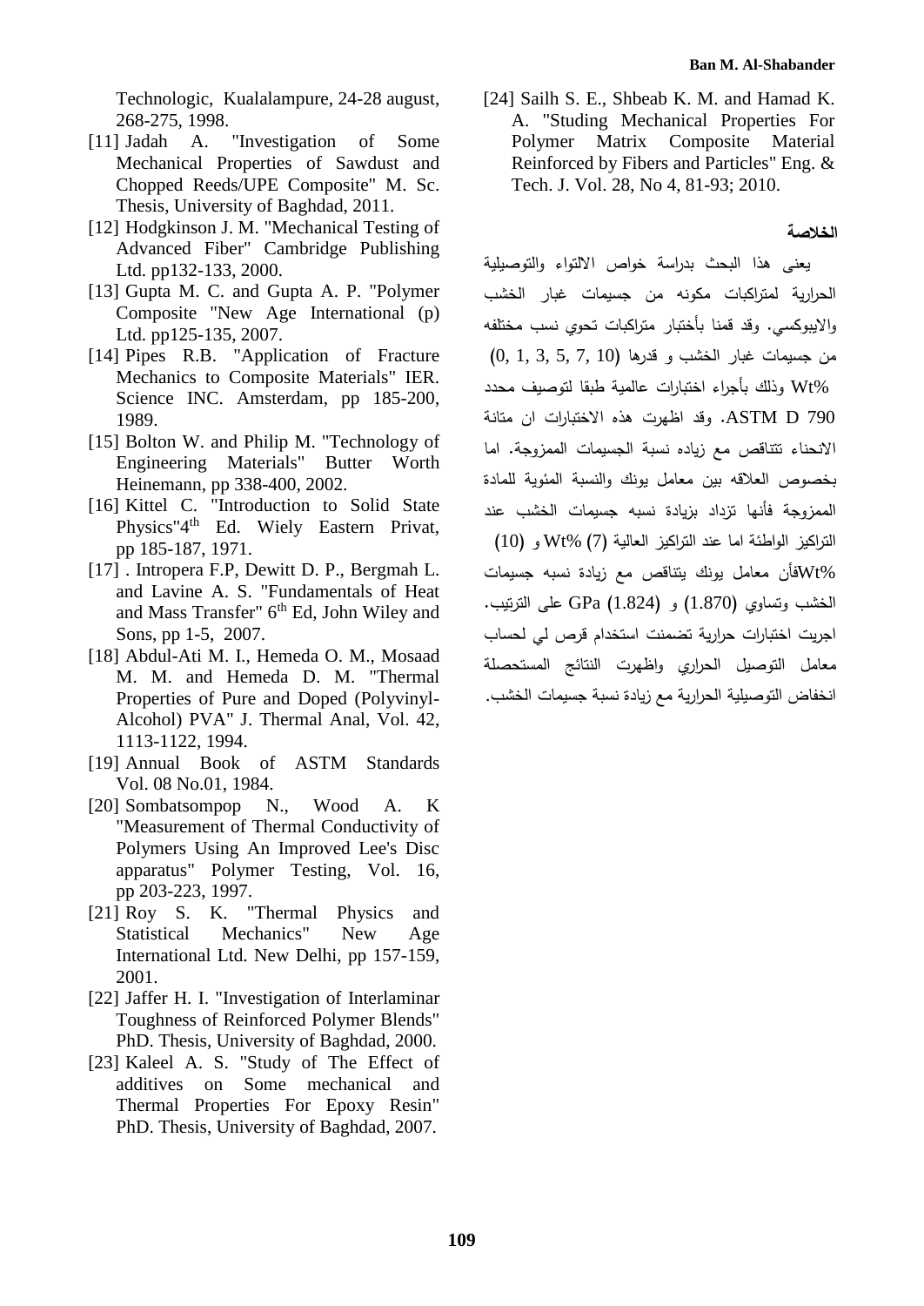Technologic, Kualalampure, 24-28 august, 268-275, 1998.

[11] Jadah A. "Investigation of Some Mechanical Properties of Sawdust and Chopped Reeds/UPE Composite" M. Sc. Thesis, University of Baghdad, 2011.

[12] Hodgkinson J. M. "Mechanical Testing of Advanced Fiber" Cambridge Publishing Ltd. pp132-133, 2000.

[13] Gupta M. C. and Gupta A. P. "Polymer Composite "New Age International (p) Ltd. pp125-135, 2007.

[14] Pipes R.B. "Application of Fracture Mechanics to Composite Materials" IER. Science INC. Amsterdam, pp 185-200, 1989.

[15] Bolton W. and Philip M. "Technology of Engineering Materials" Butter Worth Heinemann, pp 338-400, 2002.

[16] Kittel C. "Introduction to Solid State Physics"4th Ed. Wiely Eastern Privat, pp 185-187, 1971.

[17] . Intropera F.P, Dewitt D. P., Bergmah L. and Lavine A. S. "Fundamentals of Heat and Mass Transfer" 6th Ed, John Wiley and Sons, pp 1-5, 2007.

[18] Abdul-Ati M. I., Hemeda O. M., Mosaad M. M. and Hemeda D. M. "Thermal Properties of Pure and Doped (Polyvinyl-Alcohol) PVA" J. Thermal Anal, Vol. 42, 1113-1122, 1994.

[19] Annual Book of ASTM Standards Vol. 08 No.01, 1984.

[20] Sombatsompop N., Wood A. K "Measurement of Thermal Conductivity of Polymers Using An Improved Lee's Disc apparatus" Polymer Testing, Vol. 16, pp 203-223, 1997.

[21] Roy S. K. "Thermal Physics and Statistical Mechanics" New Age International Ltd. New Delhi, pp 157-159, 2001.

[22] Jaffer H. I. "Investigation of Interlaminar Toughness of Reinforced Polymer Blends" PhD. Thesis, University of Baghdad, 2000.

[23] Kaleel A. S. "Study of The Effect of additives on Some mechanical and Thermal Properties For Epoxy Resin" PhD. Thesis, University of Baghdad, 2007.

[24] Sailh S. E., Shbeab K. M. and Hamad K. A. "Studing Mechanical Properties For Polymer Matrix Composite Material Reinforced by Fibers and Particles" Eng. & Tech. J. Vol. 28, No 4, 81-93; 2010.

## الخلاصة

يعنى هذا البحث بدراسة خواص الالتواء والتوصيلية الحرارية لمتراكبات مكونه من جسيمات غبار الخشب والايبوكسي. وقد قمنا بأختبار متراكبات تحوي نسب مختلفه من جسيمات غبار الخشب و قدرها (10 ,7 ,5 ,3 ,1 ,0) Wt% وذلك بأجراء اختبارات عالمية طبقا لتوصيف محدد ASTM D 790. وقد اظهرت هذه الاختبارات ان متانة الانحناء تتناقص مع زياده نسبة الجسيمات الممزوجة. اما بخصوص العلاقه بين معامل يونك والنسبة المئوية للمادة الممزوجة فأنها تزداد بزيادة نسبه جسيمات الخشب عند التراكيز الواطئة اما عند التراكيز العالية (7) Wt% و (10) Wt%فأن معامل يونك يتناقص مع زيادة نسبه جسيمات الخشب وتساوي (1.870) و (1.824) GPa على الترتيب. اجريت اختبارات حرارية تضمنت استخدام قرص لي لحساب معامل التوصيل الحراري واظهرت النتائج المستحصلة انخفاض التوصيلية الحرارية مع زيادة نسبة جسيمات الخشب.